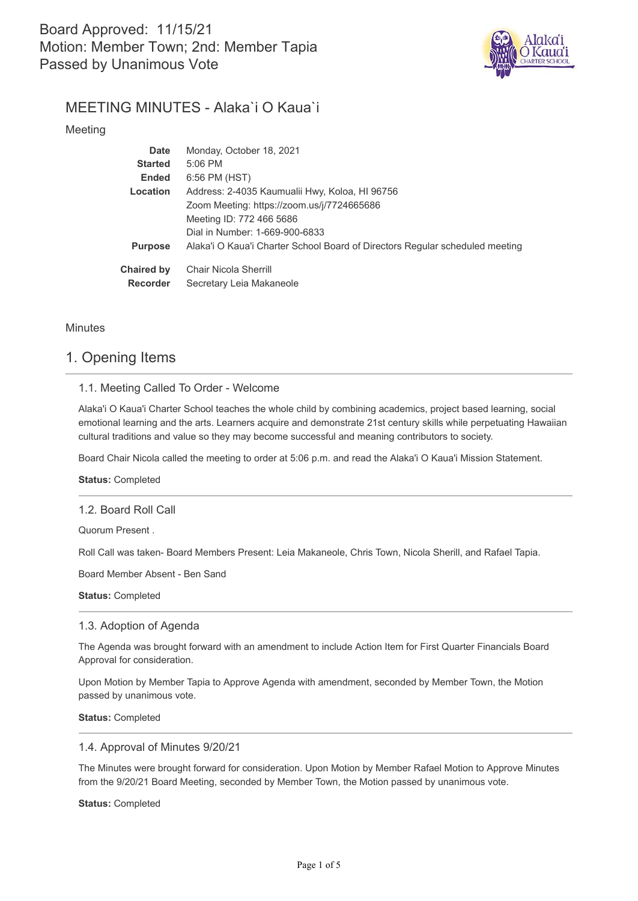Board Approved: 11/15/21
Motion: Member Town; 2nd: Member Tapia
Passed by Unanimous Vote

# MEETING MINUTES - Alaka`i O Kaua`i

Meeting

| | |
|---|---|
| **Date** | Monday, October 18, 2021 |
| **Started** | 5:06 PM |
| **Ended** | 6:56 PM (HST) |
| **Location** | Address: 2-4035 Kaumualii Hwy, Koloa, HI 96756<br>Zoom Meeting: https://zoom.us/j/7724665686<br>Meeting ID: 772 466 5686<br>Dial in Number: 1-669-900-6833 |
| **Purpose** | Alaka'i O Kaua'i Charter School Board of Directors Regular scheduled meeting |
| **Chaired by** | Chair Nicola Sherrill |
| **Recorder** | Secretary Leia Makaneole |

Minutes

## 1. Opening Items

### 1.1. Meeting Called To Order - Welcome

Alaka'i O Kaua'i Charter School teaches the whole child by combining academics, project based learning, social emotional learning and the arts. Learners acquire and demonstrate 21st century skills while perpetuating Hawaiian cultural traditions and value so they may become successful and meaning contributors to society.

Board Chair Nicola called the meeting to order at 5:06 p.m. and read the Alaka'i O Kaua'i Mission Statement.

**Status:** Completed

### 1.2. Board Roll Call

Quorum Present .

Roll Call was taken- Board Members Present: Leia Makaneole, Chris Town, Nicola Sherill, and Rafael Tapia.

Board Member Absent - Ben Sand

**Status:** Completed

### 1.3. Adoption of Agenda

The Agenda was brought forward with an amendment to include Action Item for First Quarter Financials Board Approval for consideration.

Upon Motion by Member Tapia to Approve Agenda with amendment, seconded by Member Town, the Motion passed by unanimous vote.

**Status:** Completed

### 1.4. Approval of Minutes 9/20/21

The Minutes were brought forward for consideration. Upon Motion by Member Rafael Motion to Approve Minutes from the 9/20/21 Board Meeting, seconded by Member Town, the Motion passed by unanimous vote.

**Status:** Completed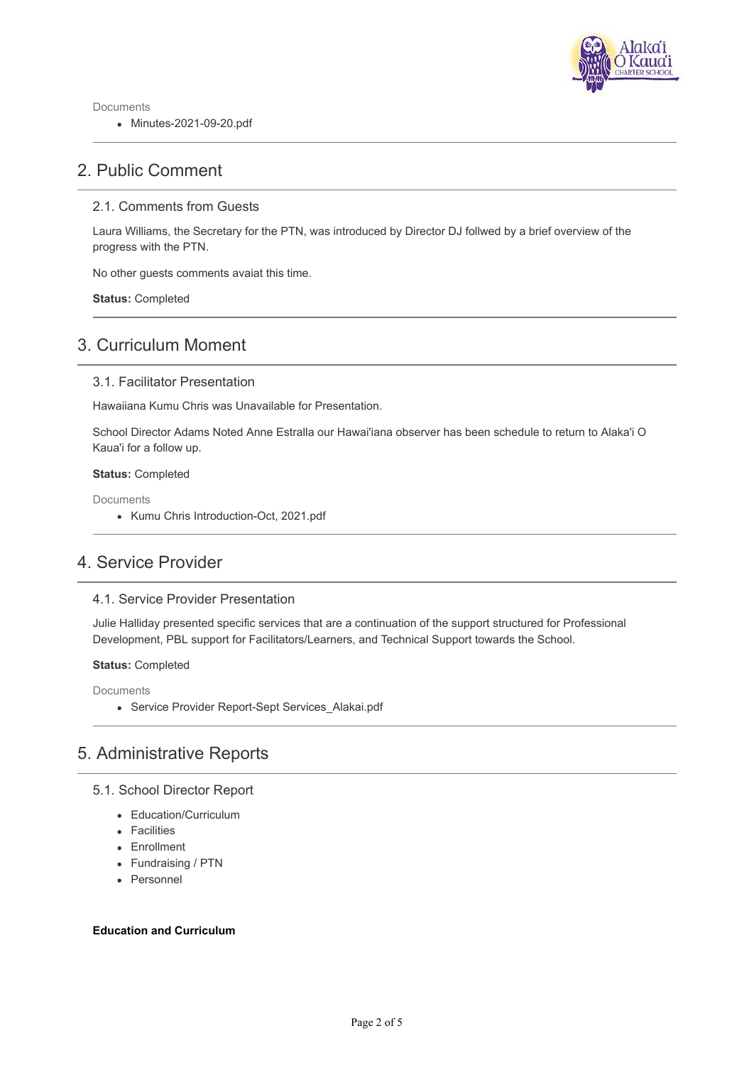Documents

- Minutes-2021-09-20.pdf

## 2. Public Comment

### 2.1. Comments from Guests

Laura Williams, the Secretary for the PTN, was introduced by Director DJ follwed by a brief overview of the progress with the PTN.

No other guests comments avaiat this time.

**Status:** Completed

## 3. Curriculum Moment

### 3.1. Facilitator Presentation

Hawaiiana Kumu Chris was Unavailable for Presentation.

School Director Adams Noted Anne Estralla our Hawai'iana observer has been schedule to return to Alaka'i O Kaua'i for a follow up.

**Status:** Completed

Documents

- Kumu Chris Introduction-Oct, 2021.pdf

## 4. Service Provider

### 4.1. Service Provider Presentation

Julie Halliday presented specific services that are a continuation of the support structured for Professional Development, PBL support for Facilitators/Learners, and Technical Support towards the School.

**Status:** Completed

Documents

- Service Provider Report-Sept Services_Alakai.pdf

## 5. Administrative Reports

### 5.1. School Director Report

- Education/Curriculum
- Facilities
- Enrollment
- Fundraising / PTN
- Personnel

**Education and Curriculum**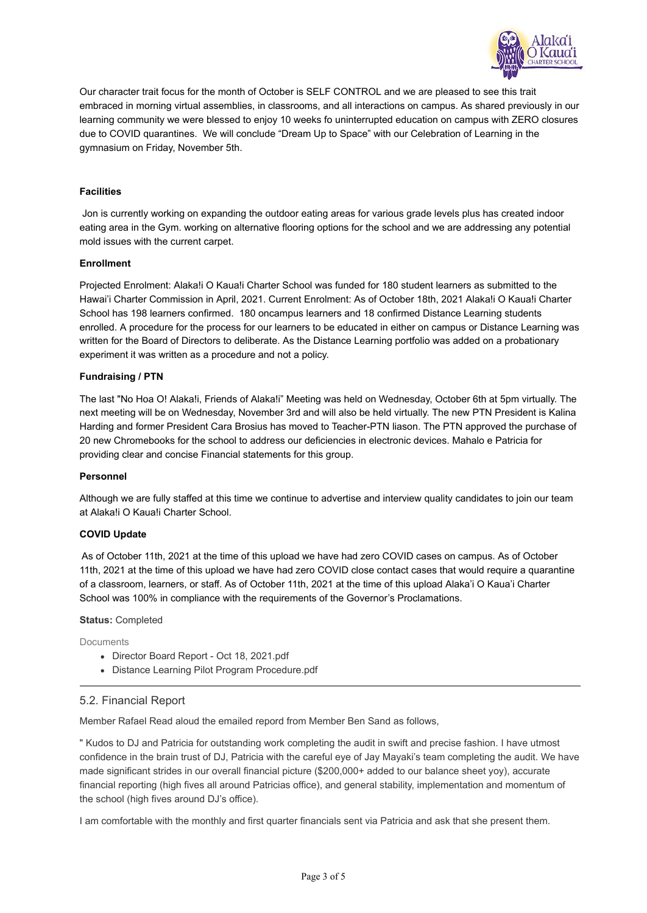Our character trait focus for the month of October is SELF CONTROL and we are pleased to see this trait embraced in morning virtual assemblies, in classrooms, and all interactions on campus. As shared previously in our learning community we were blessed to enjoy 10 weeks fo uninterrupted education on campus with ZERO closures due to COVID quarantines. We will conclude "Dream Up to Space" with our Celebration of Learning in the gymnasium on Friday, November 5th.

**Facilities**

Jon is currently working on expanding the outdoor eating areas for various grade levels plus has created indoor eating area in the Gym. working on alternative flooring options for the school and we are addressing any potential mold issues with the current carpet.

**Enrollment**

Projected Enrolment: Alaka!i O Kaua!i Charter School was funded for 180 student learners as submitted to the Hawai'i Charter Commission in April, 2021. Current Enrolment: As of October 18th, 2021 Alaka!i O Kaua!i Charter School has 198 learners confirmed. 180 oncampus learners and 18 confirmed Distance Learning students enrolled. A procedure for the process for our learners to be educated in either on campus or Distance Learning was written for the Board of Directors to deliberate. As the Distance Learning portfolio was added on a probationary experiment it was written as a procedure and not a policy.

**Fundraising / PTN**

The last "No Hoa O! Alaka!i, Friends of Alaka!i" Meeting was held on Wednesday, October 6th at 5pm virtually. The next meeting will be on Wednesday, November 3rd and will also be held virtually. The new PTN President is Kalina Harding and former President Cara Brosius has moved to Teacher-PTN liason. The PTN approved the purchase of 20 new Chromebooks for the school to address our deficiencies in electronic devices. Mahalo e Patricia for providing clear and concise Financial statements for this group.

**Personnel**

Although we are fully staffed at this time we continue to advertise and interview quality candidates to join our team at Alaka!i O Kaua!i Charter School.

**COVID Update**

As of October 11th, 2021 at the time of this upload we have had zero COVID cases on campus. As of October 11th, 2021 at the time of this upload we have had zero COVID close contact cases that would require a quarantine of a classroom, learners, or staff. As of October 11th, 2021 at the time of this upload Alaka'i O Kaua'i Charter School was 100% in compliance with the requirements of the Governor's Proclamations.

**Status:** Completed

Documents

- Director Board Report - Oct 18, 2021.pdf
- Distance Learning Pilot Program Procedure.pdf

---

## 5.2. Financial Report

Member Rafael Read aloud the emailed reporpd from Member Ben Sand as follows,

" Kudos to DJ and Patricia for outstanding work completing the audit in swift and precise fashion. I have utmost confidence in the brain trust of DJ, Patricia with the careful eye of Jay Mayaki's team completing the audit. We have made significant strides in our overall financial picture ($200,000+ added to our balance sheet yoy), accurate financial reporting (high fives all around Patricias office), and general stability, implementation and momentum of the school (high fives around DJ's office).

I am comfortable with the monthly and first quarter financials sent via Patricia and ask that she present them.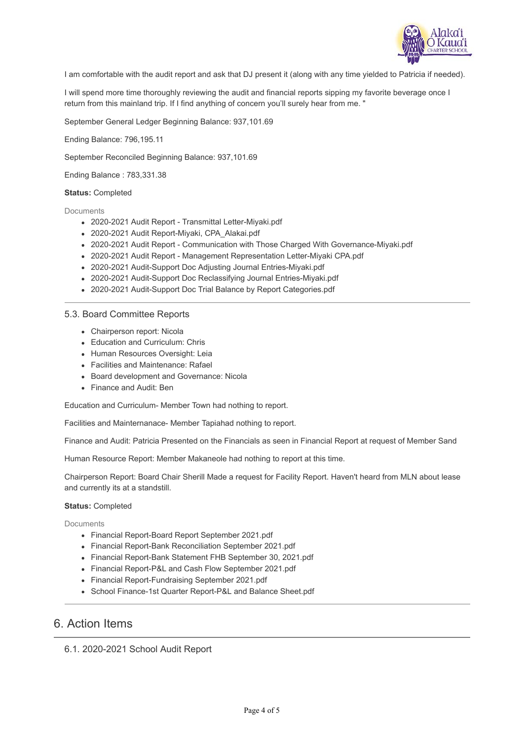I am comfortable with the audit report and ask that DJ present it (along with any time yielded to Patricia if needed).

I will spend more time thoroughly reviewing the audit and financial reports sipping my favorite beverage once I return from this mainland trip. If I find anything of concern you'll surely hear from me. "

September General Ledger Beginning Balance: 937,101.69

Ending Balance: 796,195.11

September Reconciled Beginning Balance: 937,101.69

Ending Balance : 783,331.38

**Status:** Completed

Documents

- 2020-2021 Audit Report - Transmittal Letter-Miyaki.pdf
- 2020-2021 Audit Report-Miyaki, CPA_Alakai.pdf
- 2020-2021 Audit Report - Communication with Those Charged With Governance-Miyaki.pdf
- 2020-2021 Audit Report - Management Representation Letter-Miyaki CPA.pdf
- 2020-2021 Audit-Support Doc Adjusting Journal Entries-Miyaki.pdf
- 2020-2021 Audit-Support Doc Reclassifying Journal Entries-Miyaki.pdf
- 2020-2021 Audit-Support Doc Trial Balance by Report Categories.pdf

### 5.3. Board Committee Reports

- Chairperson report: Nicola
- Education and Curriculum: Chris
- Human Resources Oversight: Leia
- Facilities and Maintenance: Rafael
- Board development and Governance: Nicola
- Finance and Audit: Ben

Education and Curriculum- Member Town had nothing to report.

Facilities and Maintenanace- Member Tapiahad nothing to report.

Finance and Audit: Patricia Presented on the Financials as seen in Financial Report at request of Member Sand

Human Resource Report: Member Makaneole had nothing to report at this time.

Chairperson Report: Board Chair Sherill Made a request for Facility Report. Haven't heard from MLN about lease and currently its at a standstill.

**Status:** Completed

Documents

- Financial Report-Board Report September 2021.pdf
- Financial Report-Bank Reconciliation September 2021.pdf
- Financial Report-Bank Statement FHB September 30, 2021.pdf
- Financial Report-P&L and Cash Flow September 2021.pdf
- Financial Report-Fundraising September 2021.pdf
- School Finance-1st Quarter Report-P&L and Balance Sheet.pdf

## 6. Action Items

### 6.1. 2020-2021 School Audit Report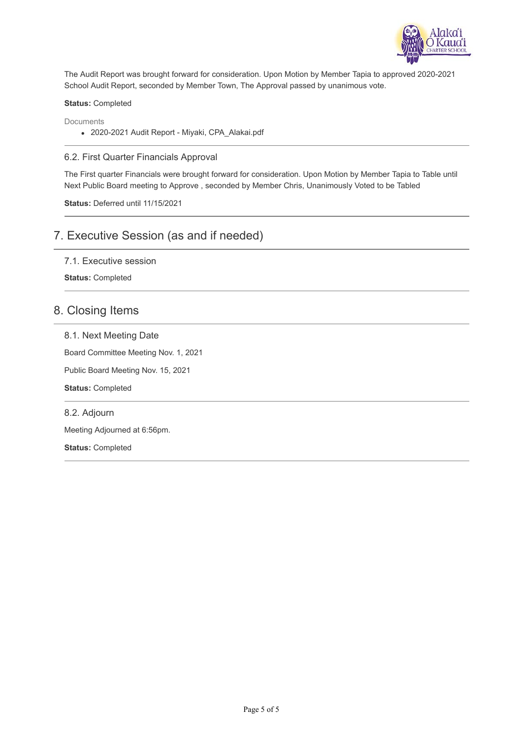The Audit Report was brought forward for consideration. Upon Motion by Member Tapia to approved 2020-2021 School Audit Report, seconded by Member Town, The Approval passed by unanimous vote.

**Status:** Completed

Documents

- 2020-2021 Audit Report - Miyaki, CPA_Alakai.pdf

### 6.2. First Quarter Financials Approval

The First quarter Financials were brought forward for consideration. Upon Motion by Member Tapia to Table until Next Public Board meeting to Approve , seconded by Member Chris, Unanimously Voted to be Tabled

**Status:** Deferred until 11/15/2021

## 7. Executive Session (as and if needed)

### 7.1. Executive session

**Status:** Completed

## 8. Closing Items

### 8.1. Next Meeting Date

Board Committee Meeting Nov. 1, 2021

Public Board Meeting Nov. 15, 2021

**Status:** Completed

### 8.2. Adjourn

Meeting Adjourned at 6:56pm.

**Status:** Completed